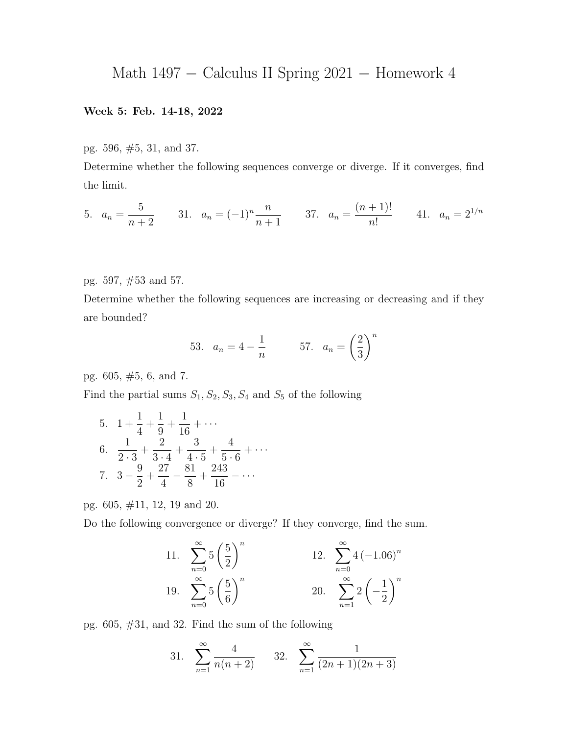# Math 1497 − Calculus II Spring 2021 − Homework 4

**Week 5: Feb. 14-18, 2022**

pg. 596, #5, 31, and 37.

Determine whether the following sequences converge or diverge. If it converges, find the limit.

5. $a_n = \dfrac{5}{n+2}$ 31. $a_n = (-1)^n \dfrac{n}{n+1}$ 37. $a_n = \dfrac{(n+1)!}{n!}$ 41. $a_n = 2^{1/n}$

pg. 597, #53 and 57.

Determine whether the following sequences are increasing or decreasing and if they are bounded?

53. $a_n = 4 - \dfrac{1}{n}$ 57. $a_n = \left(\dfrac{2}{3}\right)^n$

pg. 605, #5, 6, and 7.

Find the partial sums $S_1, S_2, S_3, S_4$ and $S_5$ of the following

5. $1 + \dfrac{1}{4} + \dfrac{1}{9} + \dfrac{1}{16} + \cdots$
6. $\dfrac{1}{2 \cdot 3} + \dfrac{2}{3 \cdot 4} + \dfrac{3}{4 \cdot 5} + \dfrac{4}{5 \cdot 6} + \cdots$
7. $3 - \dfrac{9}{2} + \dfrac{27}{4} - \dfrac{81}{8} + \dfrac{243}{16} - \cdots$

pg. 605, #11, 12, 19 and 20.

Do the following convergence or diverge? If they converge, find the sum.

11. $\displaystyle\sum_{n=0}^{\infty} 5\left(\frac{5}{2}\right)^n$ 12. $\displaystyle\sum_{n=0}^{\infty} 4\left(-1.06\right)^n$

19. $\displaystyle\sum_{n=0}^{\infty} 5\left(\frac{5}{6}\right)^n$ 20. $\displaystyle\sum_{n=1}^{\infty} 2\left(-\frac{1}{2}\right)^n$

pg. 605, #31, and 32. Find the sum of the following

31. $\displaystyle\sum_{n=1}^{\infty} \frac{4}{n(n+2)}$ 32. $\displaystyle\sum_{n=1}^{\infty} \frac{1}{(2n+1)(2n+3)}$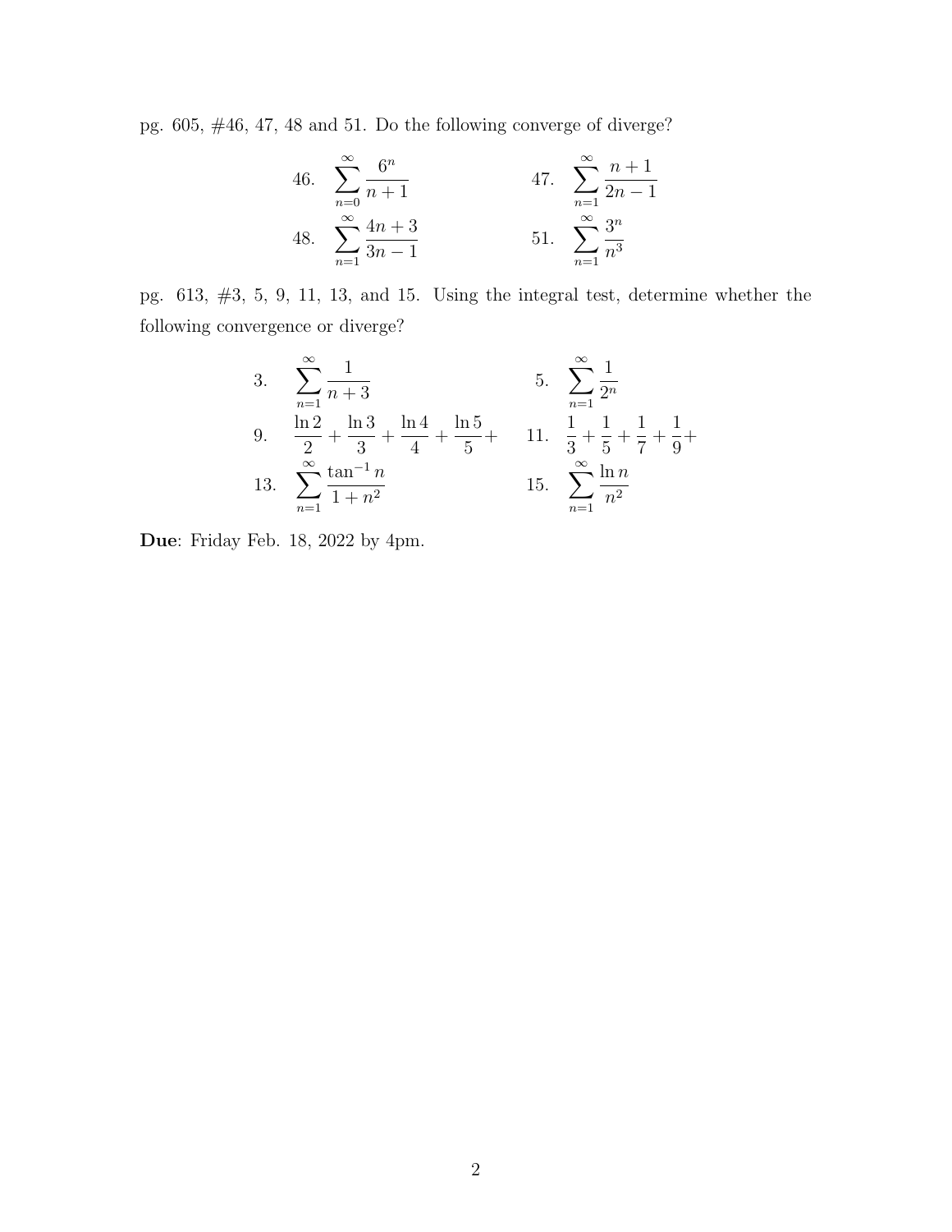pg. 605, #46, 47, 48 and 51. Do the following converge of diverge?

46. $\displaystyle\sum_{n=0}^{\infty} \frac{6^n}{n+1}$

47. $\displaystyle\sum_{n=1}^{\infty} \frac{n+1}{2n-1}$

48. $\displaystyle\sum_{n=1}^{\infty} \frac{4n+3}{3n-1}$

51. $\displaystyle\sum_{n=1}^{\infty} \frac{3^n}{n^3}$

pg. 613, #3, 5, 9, 11, 13, and 15. Using the integral test, determine whether the following convergence or diverge?

3. $\displaystyle\sum_{n=1}^{\infty} \frac{1}{n+3}$

5. $\displaystyle\sum_{n=1}^{\infty} \frac{1}{2^n}$

9. $\dfrac{\ln 2}{2} + \dfrac{\ln 3}{3} + \dfrac{\ln 4}{4} + \dfrac{\ln 5}{5} +$

11. $\dfrac{1}{3} + \dfrac{1}{5} + \dfrac{1}{7} + \dfrac{1}{9} +$

13. $\displaystyle\sum_{n=1}^{\infty} \frac{\tan^{-1} n}{1+n^2}$

15. $\displaystyle\sum_{n=1}^{\infty} \frac{\ln n}{n^2}$

**Due**: Friday Feb. 18, 2022 by 4pm.